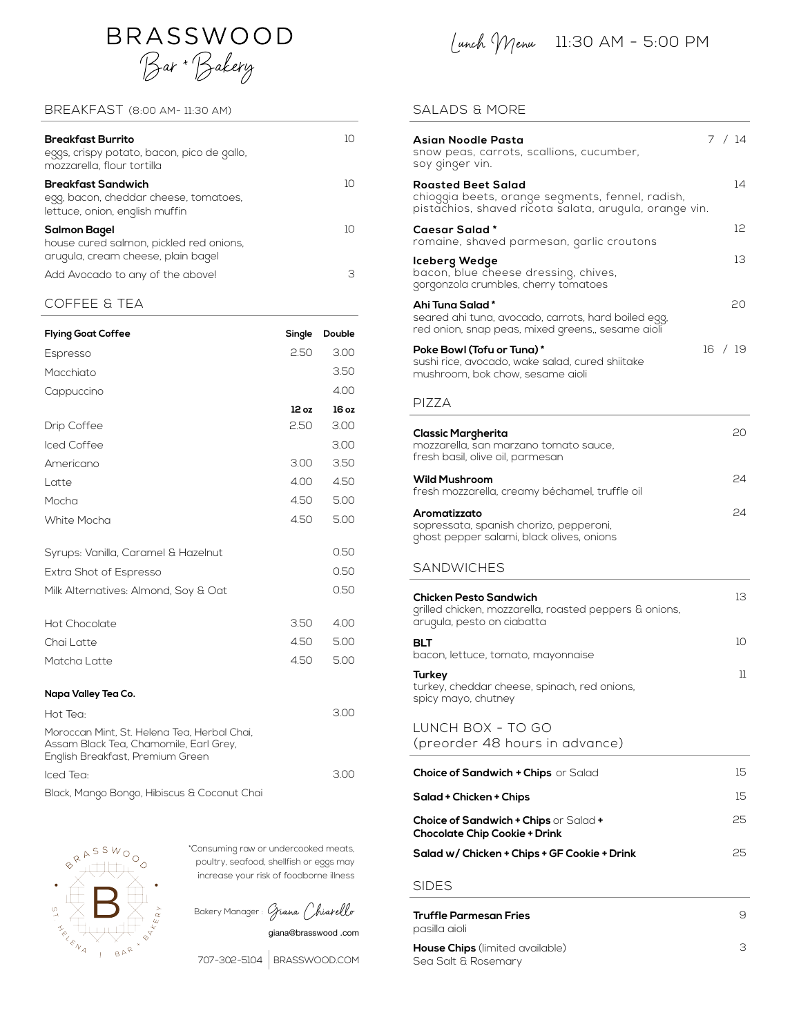# BRASSWOOD
## Bar + Bakery

## BREAKFAST (8:00 AM- 11:30 AM)

**Breakfast Burrito** — 10
eggs, crispy potato, bacon, pico de gallo, mozzarella, flour tortilla

**Breakfast Sandwich** — 10
egg, bacon, cheddar cheese, tomatoes, lettuce, onion, english muffin

**Salmon Bagel** — 10
house cured salmon, pickled red onions, arugula, cream cheese, plain bagel

Add Avocado to any of the above! — 3

## COFFEE & TEA

| Flying Goat Coffee | Single | Double |
|---|---|---|
| Espresso | 2.50 | 3.00 |
| Macchiato | | 3.50 |
| Cappuccino | | 4.00 |
| | 12 oz | 16 oz |
| Drip Coffee | 2.50 | 3.00 |
| Iced Coffee | | 3.00 |
| Americano | 3.00 | 3.50 |
| Latte | 4.00 | 4.50 |
| Mocha | 4.50 | 5.00 |
| White Mocha | 4.50 | 5.00 |
| Syrups: Vanilla, Caramel & Hazelnut | | 0.50 |
| Extra Shot of Espresso | | 0.50 |
| Milk Alternatives: Almond, Soy & Oat | | 0.50 |
| Hot Chocolate | 3.50 | 4.00 |
| Chai Latte | 4.50 | 5.00 |
| Matcha Latte | 4.50 | 5.00 |

**Napa Valley Tea Co.**

Hot Tea: — 3.00
Moroccan Mint, St. Helena Tea, Herbal Chai, Assam Black Tea, Chamomile, Earl Grey, English Breakfast, Premium Green

Iced Tea: — 3.00
Black, Mango Bongo, Hibiscus & Coconut Chai

*Consuming raw or undercooked meats, poultry, seafood, shellfish or eggs may increase your risk of foodborne illness

Bakery Manager : Giana Chiarello
giana@brasswood .com

707-302-5104 | BRASSWOOD.COM

## Lunch Menu 11:30 AM - 5:00 PM

## SALADS & MORE

**Asian Noodle Pasta** — 7 / 14
snow peas, carrots, scallions, cucumber, soy ginger vin.

**Roasted Beet Salad** — 14
chioggia beets, orange segments, fennel, radish, pistachios, shaved ricota salata, arugula, orange vin.

**Caesar Salad *** — 12
romaine, shaved parmesan, garlic croutons

**Iceberg Wedge** — 13
bacon, blue cheese dressing, chives, gorgonzola crumbles, cherry tomatoes

**Ahi Tuna Salad *** — 20
seared ahi tuna, avocado, carrots, hard boiled egg, red onion, snap peas, mixed greens,, sesame aioli

**Poke Bowl (Tofu or Tuna) *** — 16 / 19
sushi rice, avocado, wake salad, cured shiitake mushroom, bok chow, sesame aioli

## PIZZA

**Classic Margherita** — 20
mozzarella, san marzano tomato sauce, fresh basil, olive oil, parmesan

**Wild Mushroom** — 24
fresh mozzarella, creamy béchamel, truffle oil

**Aromatizzato** — 24
sopressata, spanish chorizo, pepperoni, ghost pepper salami, black olives, onions

## SANDWICHES

**Chicken Pesto Sandwich** — 13
grilled chicken, mozzarella, roasted peppers & onions, arugula, pesto on ciabatta

**BLT** — 10
bacon, lettuce, tomato, mayonnaise

**Turkey** — 11
turkey, cheddar cheese, spinach, red onions, spicy mayo, chutney

## LUNCH BOX - TO GO
(preorder 48 hours in advance)

**Choice of Sandwich + Chips** or Salad — 15

**Salad + Chicken + Chips** — 15

**Choice of Sandwich + Chips** or Salad **+ Chocolate Chip Cookie + Drink** — 25

**Salad w/ Chicken + Chips + GF Cookie + Drink** — 25

## SIDES

**Truffle Parmesan Fries** — 9
pasilla aioli

**House Chips** (limited available) — 3
Sea Salt & Rosemary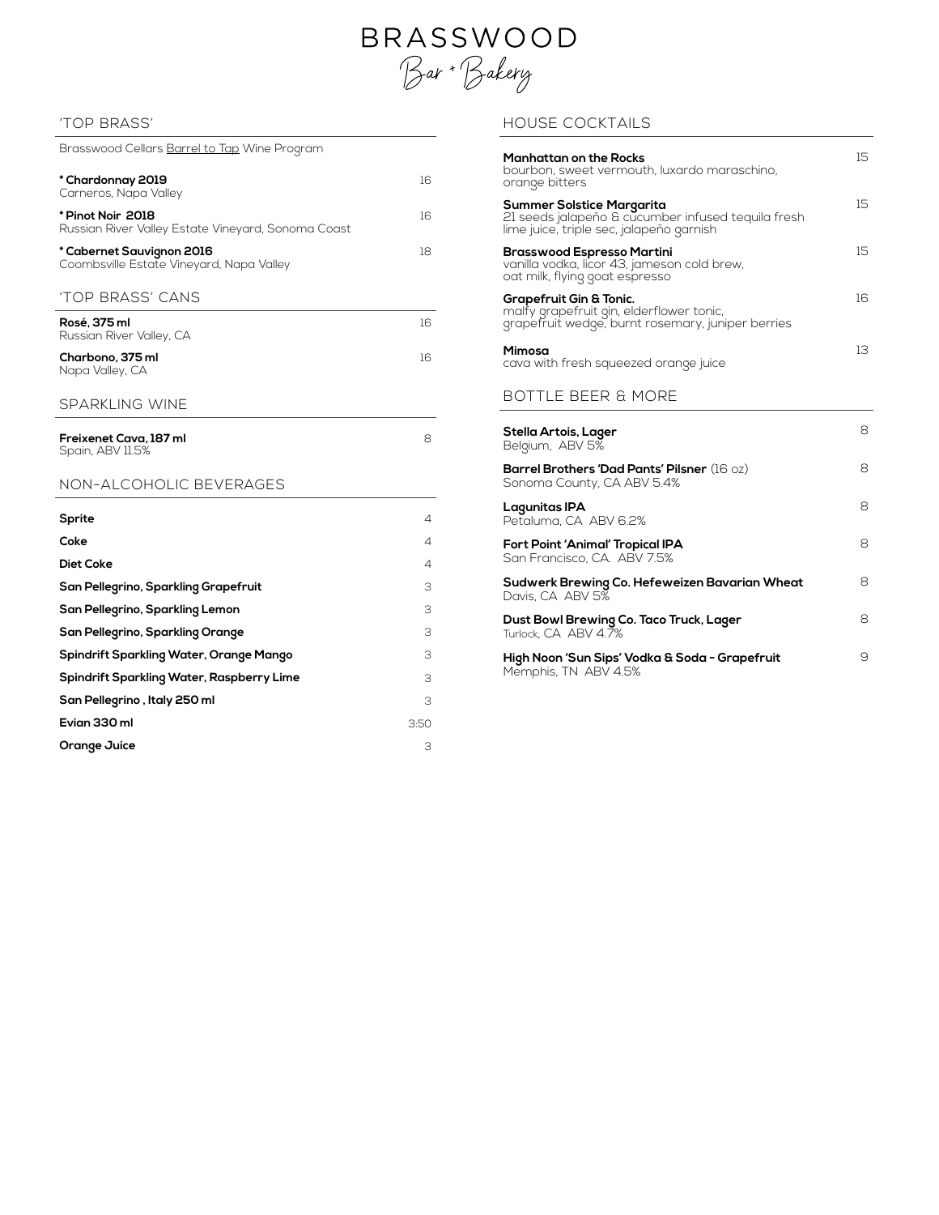# BRASSWOOD

Bar + Bakery

## 'TOP BRASS'

Brasswood Cellars Barrel to Tap Wine Program

**\* Chardonnay 2019** — 16
Carneros, Napa Valley

**\* Pinot Noir 2018** — 16
Russian River Valley Estate Vineyard, Sonoma Coast

**\* Cabernet Sauvignon 2016** — 18
Coombsville Estate Vineyard, Napa Valley

## 'TOP BRASS' CANS

**Rosé, 375 ml** — 16
Russian River Valley, CA

**Charbono, 375 ml** — 16
Napa Valley, CA

## SPARKLING WINE

**Freixenet Cava, 187 ml** — 8
Spain, ABV 11.5%

## NON-ALCOHOLIC BEVERAGES

| | |
|---|---|
| **Sprite** | 4 |
| **Coke** | 4 |
| **Diet Coke** | 4 |
| **San Pellegrino, Sparkling Grapefruit** | 3 |
| **San Pellegrino, Sparkling Lemon** | 3 |
| **San Pellegrino, Sparkling Orange** | 3 |
| **Spindrift Sparkling Water, Orange Mango** | 3 |
| **Spindrift Sparkling Water, Raspberry Lime** | 3 |
| **San Pellegrino , Italy 250 ml** | 3 |
| **Evian 330 ml** | 3:50 |
| **Orange Juice** | 3 |

## HOUSE COCKTAILS

**Manhattan on the Rocks** — 15
bourbon, sweet vermouth, luxardo maraschino, orange bitters

**Summer Solstice Margarita** — 15
21 seeds jalapeño & cucumber infused tequila fresh lime juice, triple sec, jalapeño garnish

**Brasswood Espresso Martini** — 15
vanilla vodka, licor 43, jameson cold brew, oat milk, flying goat espresso

**Grapefruit Gin & Tonic.** — 16
malfy grapefruit gin, elderflower tonic, grapefruit wedge, burnt rosemary, juniper berries

**Mimosa** — 13
cava with fresh squeezed orange juice

## BOTTLE BEER & MORE

**Stella Artois, Lager** — 8
Belgium, ABV 5%

**Barrel Brothers 'Dad Pants' Pilsner** (16 oz) — 8
Sonoma County, CA ABV 5.4%

**Lagunitas IPA** — 8
Petaluma, CA ABV 6.2%

**Fort Point 'Animal' Tropical IPA** — 8
San Francisco, CA. ABV 7.5%

**Sudwerk Brewing Co. Hefeweizen Bavarian Wheat** — 8
Davis, CA ABV 5%

**Dust Bowl Brewing Co. Taco Truck, Lager** — 8
Turlock, CA ABV 4.7%

**High Noon 'Sun Sips' Vodka & Soda - Grapefruit** — 9
Memphis, TN ABV 4.5%